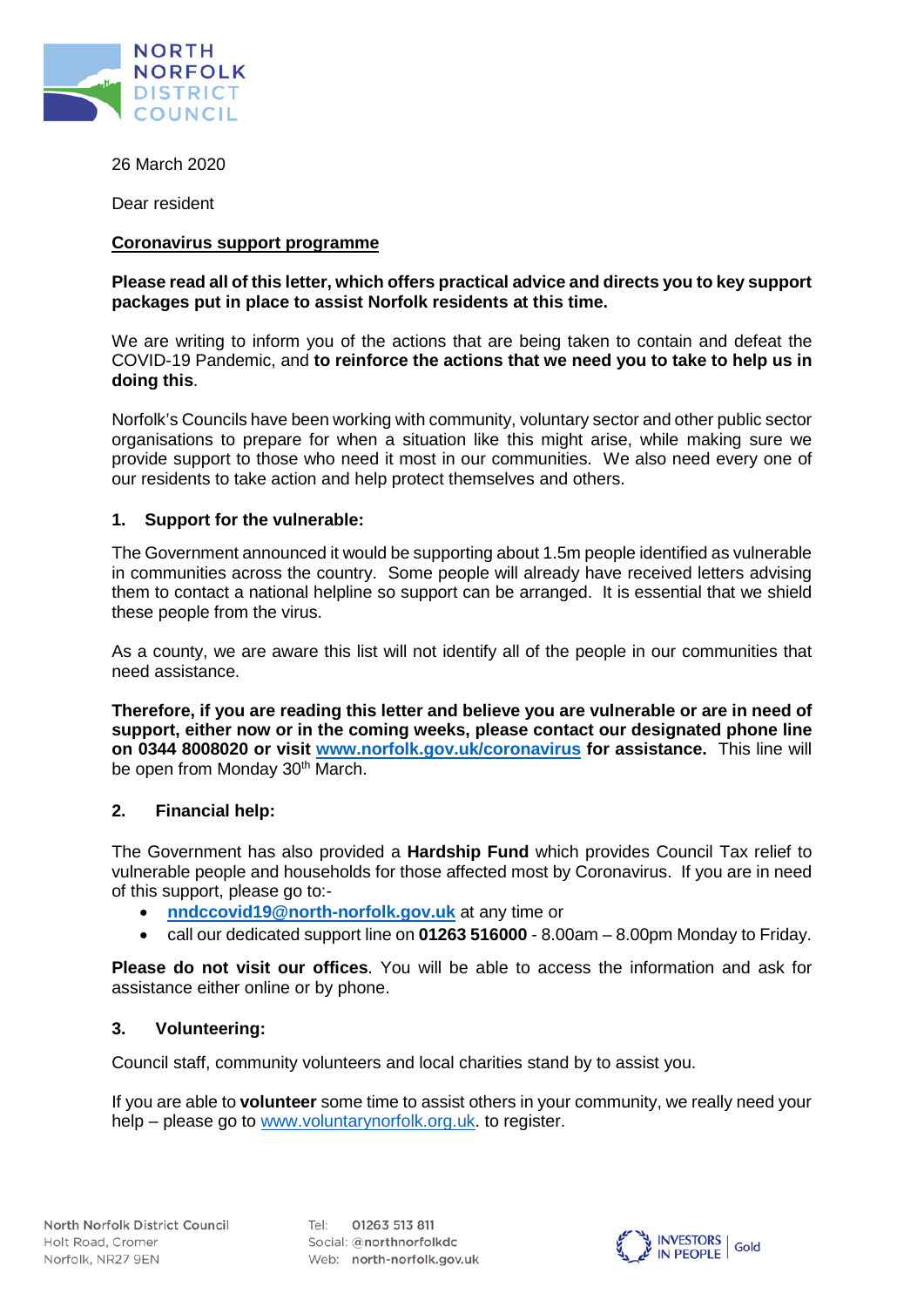NORTH NORFOLK DISTRICT COUNCIL

26 March 2020

Dear resident

**Coronavirus support programme**

**Please read all of this letter, which offers practical advice and directs you to key support packages put in place to assist Norfolk residents at this time.**

We are writing to inform you of the actions that are being taken to contain and defeat the COVID-19 Pandemic, and **to reinforce the actions that we need you to take to help us in doing this**.

Norfolk's Councils have been working with community, voluntary sector and other public sector organisations to prepare for when a situation like this might arise, while making sure we provide support to those who need it most in our communities. We also need every one of our residents to take action and help protect themselves and others.

### 1. Support for the vulnerable:

The Government announced it would be supporting about 1.5m people identified as vulnerable in communities across the country. Some people will already have received letters advising them to contact a national helpline so support can be arranged. It is essential that we shield these people from the virus.

As a county, we are aware this list will not identify all of the people in our communities that need assistance.

**Therefore, if you are reading this letter and believe you are vulnerable or are in need of support, either now or in the coming weeks, please contact our designated phone line on 0344 8008020 or visit www.norfolk.gov.uk/coronavirus for assistance.** This line will be open from Monday 30th March.

### 2. Financial help:

The Government has also provided a **Hardship Fund** which provides Council Tax relief to vulnerable people and households for those affected most by Coronavirus. If you are in need of this support, please go to:-

- **nndccovid19@north-norfolk.gov.uk** at any time or
- call our dedicated support line on **01263 516000** - 8.00am – 8.00pm Monday to Friday.

**Please do not visit our offices**. You will be able to access the information and ask for assistance either online or by phone.

### 3. Volunteering:

Council staff, community volunteers and local charities stand by to assist you.

If you are able to **volunteer** some time to assist others in your community, we really need your help – please go to www.voluntarynorfolk.org.uk. to register.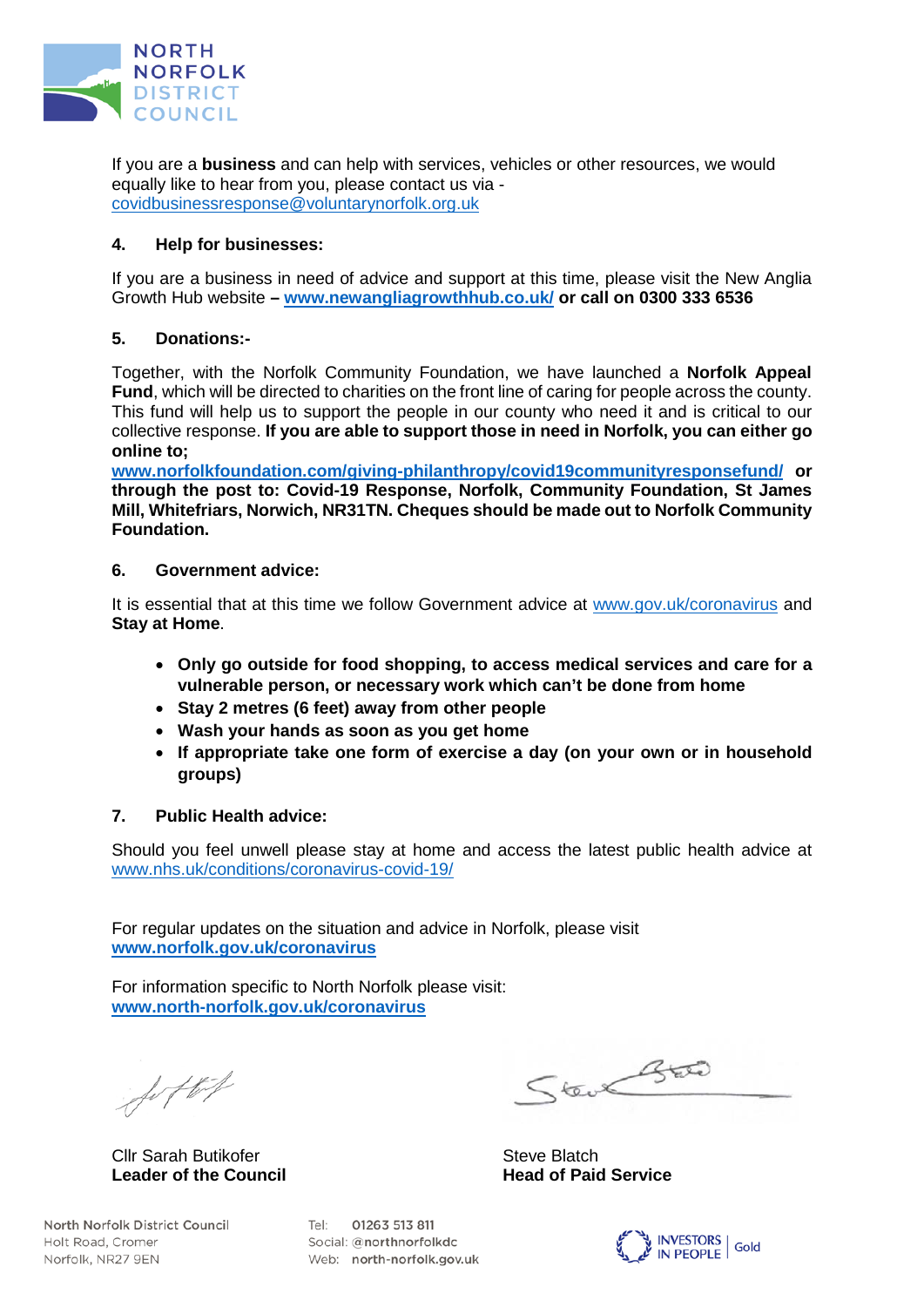If you are a **business** and can help with services, vehicles or other resources, we would equally like to hear from you, please contact us via - covidbusinessresponse@voluntarynorfolk.org.uk

**4. Help for businesses:**

If you are a business in need of advice and support at this time, please visit the New Anglia Growth Hub website **– www.newangliagrowthhub.co.uk/ or call on 0300 333 6536**

**5. Donations:-**

Together, with the Norfolk Community Foundation, we have launched a **Norfolk Appeal Fund**, which will be directed to charities on the front line of caring for people across the county. This fund will help us to support the people in our county who need it and is critical to our collective response. **If you are able to support those in need in Norfolk, you can either go online to; www.norfolkfoundation.com/giving-philanthropy/covid19communityresponsefund/ or through the post to: Covid-19 Response, Norfolk, Community Foundation, St James Mill, Whitefriars, Norwich, NR31TN. Cheques should be made out to Norfolk Community Foundation.**

**6. Government advice:**

It is essential that at this time we follow Government advice at www.gov.uk/coronavirus and **Stay at Home**.

- **Only go outside for food shopping, to access medical services and care for a vulnerable person, or necessary work which can't be done from home**
- **Stay 2 metres (6 feet) away from other people**
- **Wash your hands as soon as you get home**
- **If appropriate take one form of exercise a day (on your own or in household groups)**

**7. Public Health advice:**

Should you feel unwell please stay at home and access the latest public health advice at www.nhs.uk/conditions/coronavirus-covid-19/

For regular updates on the situation and advice in Norfolk, please visit **www.norfolk.gov.uk/coronavirus**

For information specific to North Norfolk please visit: **www.north-norfolk.gov.uk/coronavirus**

Cllr Sarah Butikofer
**Leader of the Council**

Steve Blatch
**Head of Paid Service**

North Norfolk District Council
Holt Road, Cromer
Norfolk, NR27 9EN

Tel: 01263 513 811
Social: @northnorfolkdc
Web: north-norfolk.gov.uk